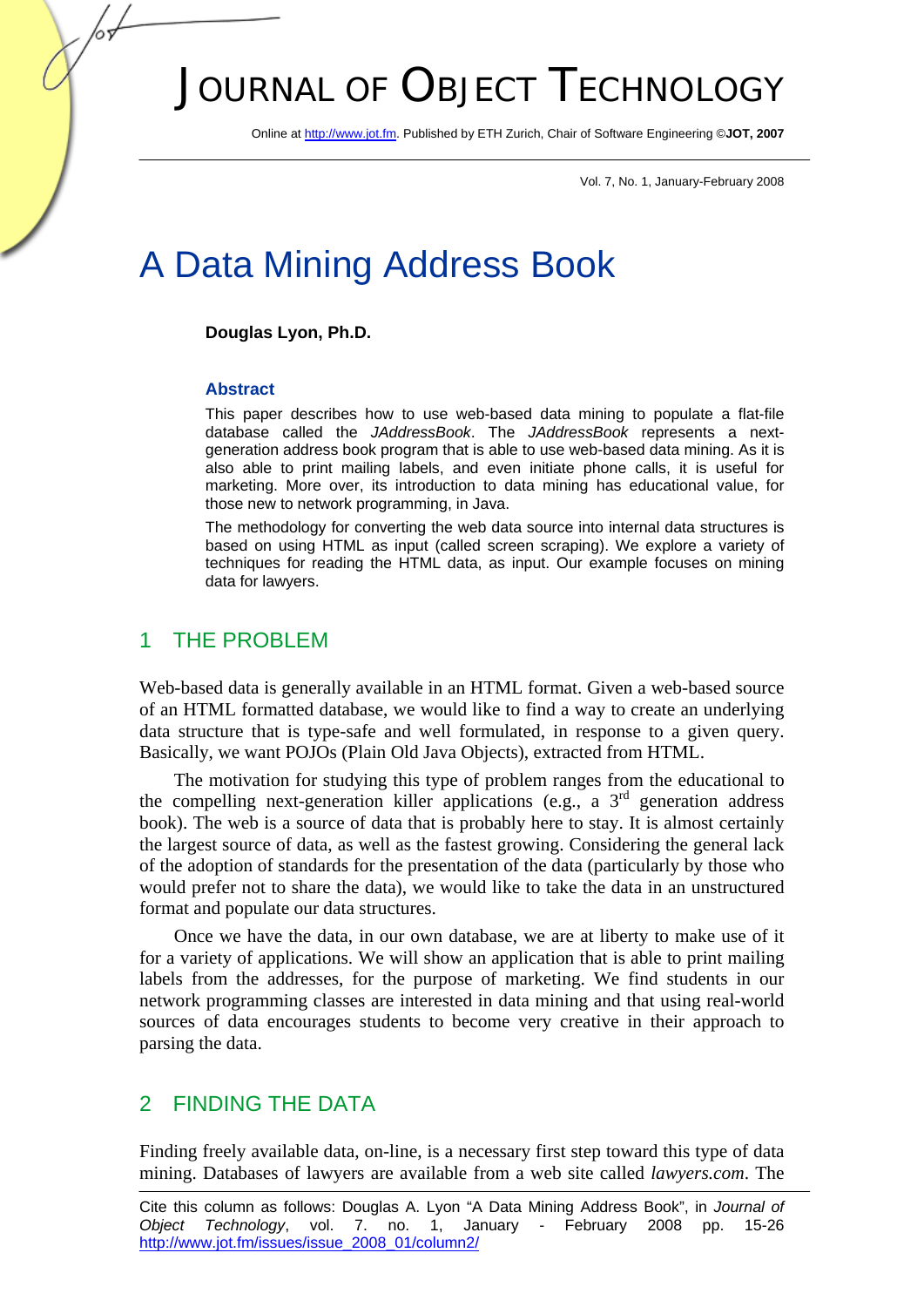# JOURNAL OF OBJECT TECHNOLOGY

Online at http://www.jot.fm. Published by ETH Zurich, Chair of Software Engineering ©**JOT, 2007**

Vol. 7, No. 1, January-February 2008

# A Data Mining Address Book

**Douglas Lyon, Ph.D.**

### Abstract

This paper describes how to use web-based data mining to populate a flat-file database called the *JAddressBook*. The *JAddressBook* represents a next-generation address book program that is able to use web-based data mining. As it is also able to print mailing labels, and even initiate phone calls, it is useful for marketing. More over, its introduction to data mining has educational value, for those new to network programming, in Java.

The methodology for converting the web data source into internal data structures is based on using HTML as input (called screen scraping). We explore a variety of techniques for reading the HTML data, as input. Our example focuses on mining data for lawyers.

## 1 THE PROBLEM

Web-based data is generally available in an HTML format. Given a web-based source of an HTML formatted database, we would like to find a way to create an underlying data structure that is type-safe and well formulated, in response to a given query. Basically, we want POJOs (Plain Old Java Objects), extracted from HTML.

The motivation for studying this type of problem ranges from the educational to the compelling next-generation killer applications (e.g., a 3rd generation address book). The web is a source of data that is probably here to stay. It is almost certainly the largest source of data, as well as the fastest growing. Considering the general lack of the adoption of standards for the presentation of the data (particularly by those who would prefer not to share the data), we would like to take the data in an unstructured format and populate our data structures.

Once we have the data, in our own database, we are at liberty to make use of it for a variety of applications. We will show an application that is able to print mailing labels from the addresses, for the purpose of marketing. We find students in our network programming classes are interested in data mining and that using real-world sources of data encourages students to become very creative in their approach to parsing the data.

## 2 FINDING THE DATA

Finding freely available data, on-line, is a necessary first step toward this type of data mining. Databases of lawyers are available from a web site called *lawyers.com*. The

Cite this column as follows: Douglas A. Lyon "A Data Mining Address Book", in *Journal of Object Technology*, vol. 7. no. 1, January - February 2008 pp. 15-26 http://www.jot.fm/issues/issue_2008_01/column2/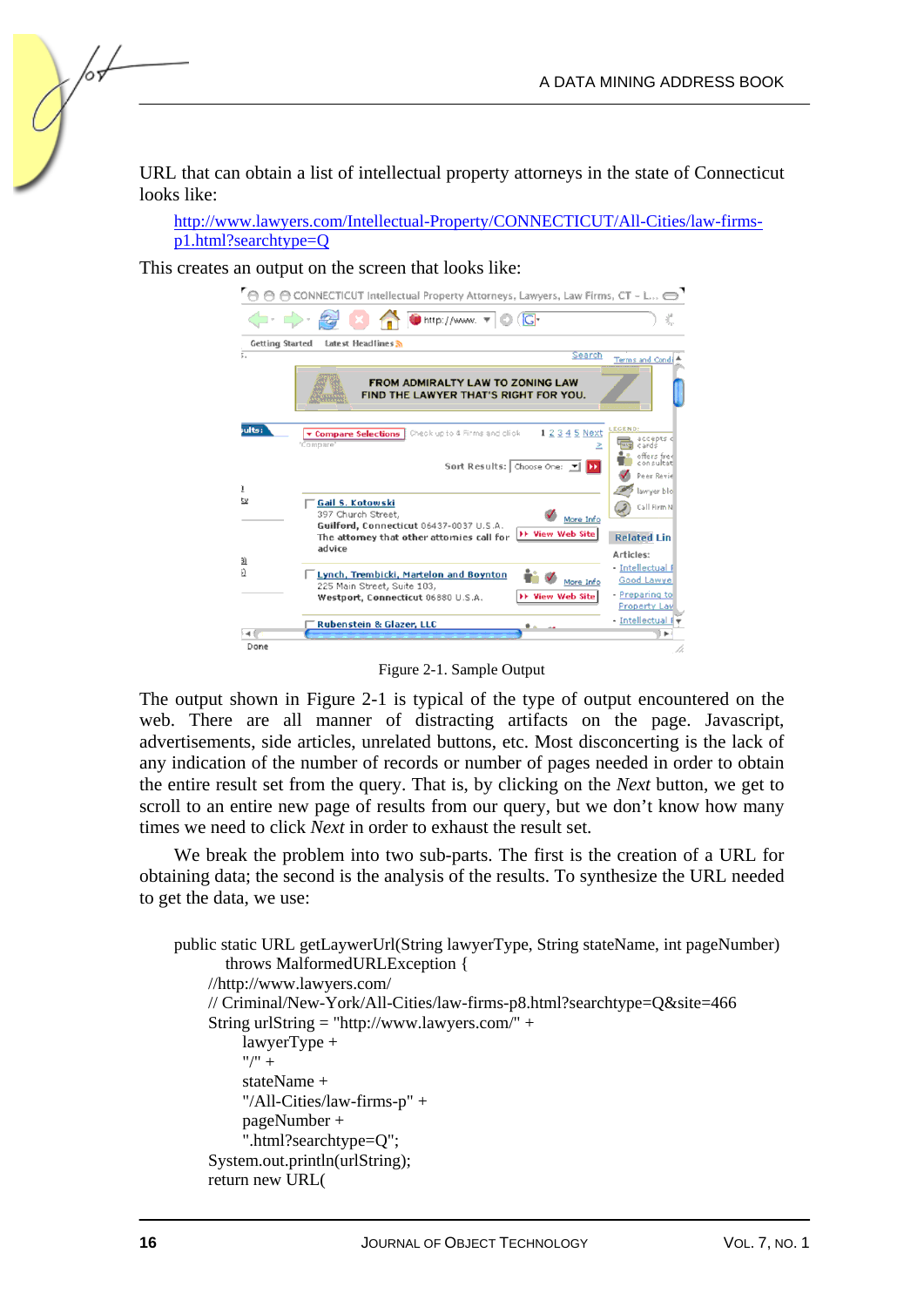URL that can obtain a list of intellectual property attorneys in the state of Connecticut looks like:

http://www.lawyers.com/Intellectual-Property/CONNECTICUT/All-Cities/law-firms-p1.html?searchtype=Q

This creates an output on the screen that looks like:

Figure 2-1. Sample Output

The output shown in Figure 2-1 is typical of the type of output encountered on the web. There are all manner of distracting artifacts on the page. Javascript, advertisements, side articles, unrelated buttons, etc. Most disconcerting is the lack of any indication of the number of records or number of pages needed in order to obtain the entire result set from the query. That is, by clicking on the *Next* button, we get to scroll to an entire new page of results from our query, but we don't know how many times we need to click *Next* in order to exhaust the result set.

We break the problem into two sub-parts. The first is the creation of a URL for obtaining data; the second is the analysis of the results. To synthesize the URL needed to get the data, we use:

```
public static URL getLaywerUrl(String lawyerType, String stateName, int pageNumber)
        throws MalformedURLException {
    //http://www.lawyers.com/
    // Criminal/New-York/All-Cities/law-firms-p8.html?searchtype=Q&site=466
    String urlString = "http://www.lawyers.com/" +
        lawyerType +
        "/" +
        stateName +
        "/All-Cities/law-firms-p" +
        pageNumber +
        ".html?searchtype=Q";
    System.out.println(urlString);
    return new URL(
```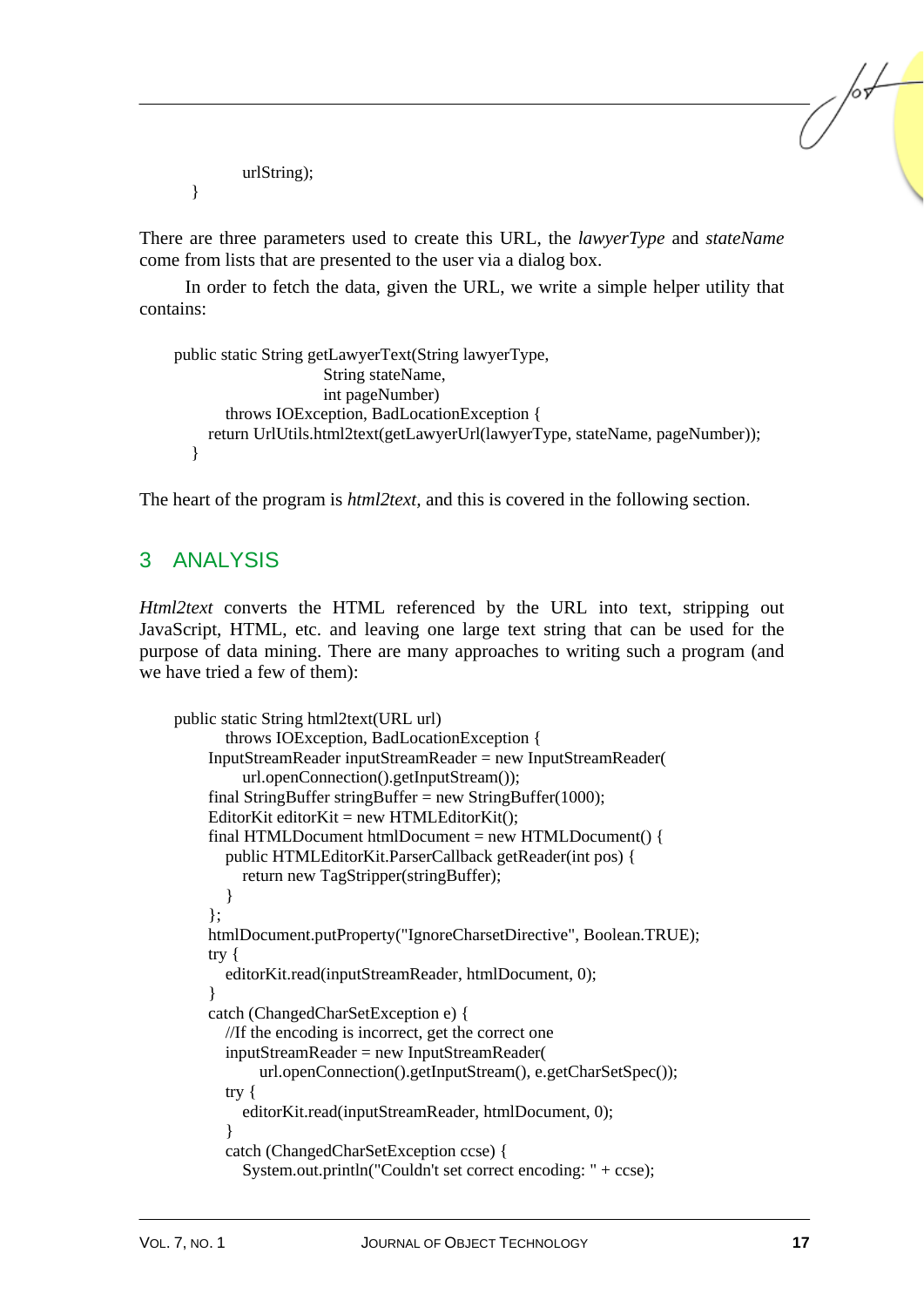```
            urlString);
    }
```

There are three parameters used to create this URL, the *lawyerType* and *stateName* come from lists that are presented to the user via a dialog box.

In order to fetch the data, given the URL, we write a simple helper utility that contains:

```
public static String getLawyerText(String lawyerType,
                                   String stateName,
                                   int pageNumber)
        throws IOException, BadLocationException {
    return UrlUtils.html2text(getLawyerUrl(lawyerType, stateName, pageNumber));
  }
```

The heart of the program is *html2text,* and this is covered in the following section.

## 3 ANALYSIS

*Html2text* converts the HTML referenced by the URL into text, stripping out JavaScript, HTML, etc. and leaving one large text string that can be used for the purpose of data mining. There are many approaches to writing such a program (and we have tried a few of them):

```
public static String html2text(URL url)
        throws IOException, BadLocationException {
    InputStreamReader inputStreamReader = new InputStreamReader(
            url.openConnection().getInputStream());
    final StringBuffer stringBuffer = new StringBuffer(1000);
    EditorKit editorKit = new HTMLEditorKit();
    final HTMLDocument htmlDocument = new HTMLDocument() {
        public HTMLEditorKit.ParserCallback getReader(int pos) {
            return new TagStripper(stringBuffer);
        }
    };
    htmlDocument.putProperty("IgnoreCharsetDirective", Boolean.TRUE);
    try {
        editorKit.read(inputStreamReader, htmlDocument, 0);
    }
    catch (ChangedCharSetException e) {
        //If the encoding is incorrect, get the correct one
        inputStreamReader = new InputStreamReader(
                url.openConnection().getInputStream(), e.getCharSetSpec());
        try {
            editorKit.read(inputStreamReader, htmlDocument, 0);
        }
        catch (ChangedCharSetException ccse) {
            System.out.println("Couldn't set correct encoding: " + ccse);
```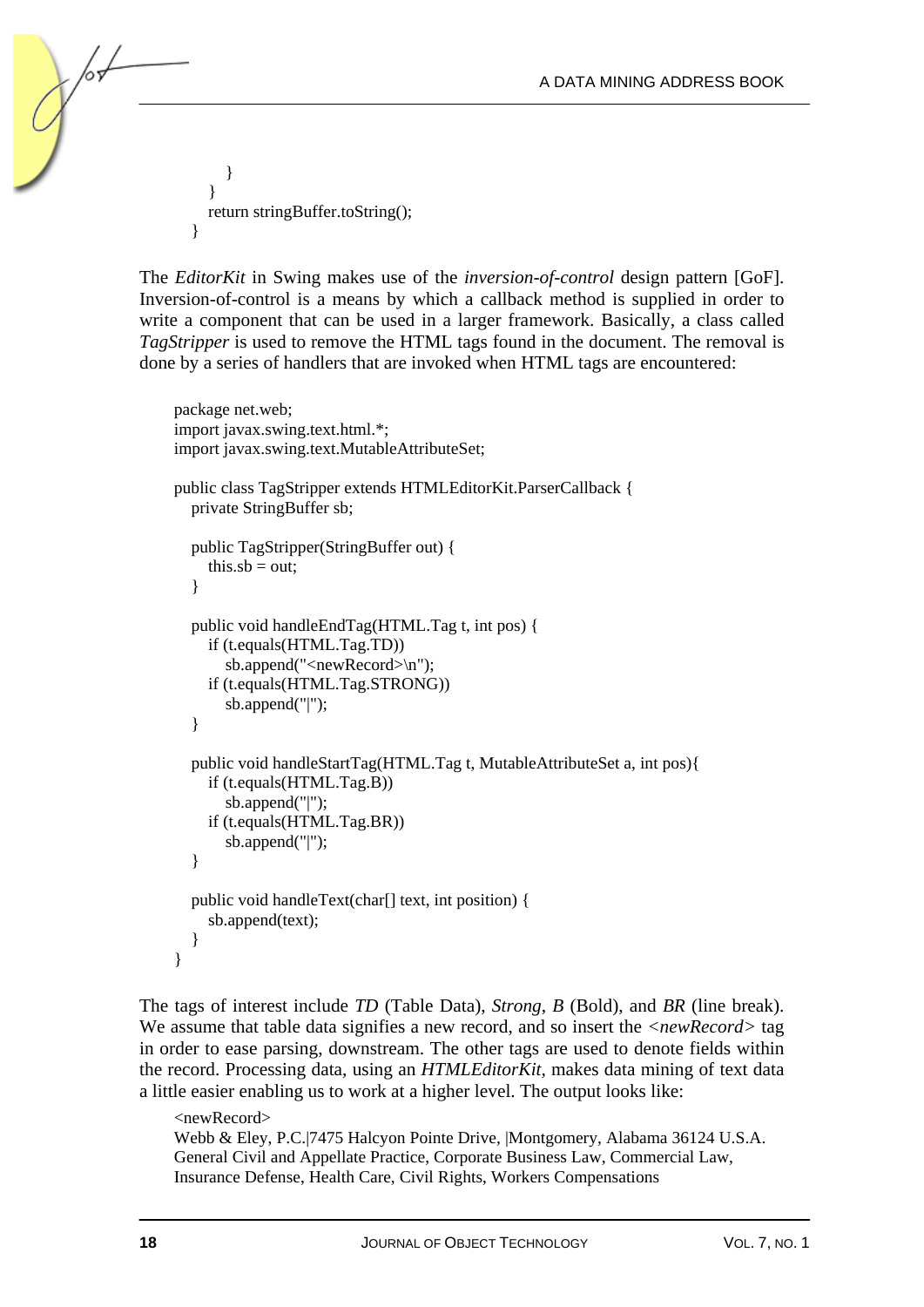```
            }
        }
        return stringBuffer.toString();
    }
```

The *EditorKit* in Swing makes use of the *inversion-of-control* design pattern [GoF]. Inversion-of-control is a means by which a callback method is supplied in order to write a component that can be used in a larger framework. Basically, a class called *TagStripper* is used to remove the HTML tags found in the document. The removal is done by a series of handlers that are invoked when HTML tags are encountered:

```
package net.web;
import javax.swing.text.html.*;
import javax.swing.text.MutableAttributeSet;

public class TagStripper extends HTMLEditorKit.ParserCallback {
    private StringBuffer sb;

    public TagStripper(StringBuffer out) {
        this.sb = out;
    }

    public void handleEndTag(HTML.Tag t, int pos) {
        if (t.equals(HTML.Tag.TD))
            sb.append("<newRecord>\n");
        if (t.equals(HTML.Tag.STRONG))
            sb.append("|");
    }

    public void handleStartTag(HTML.Tag t, MutableAttributeSet a, int pos){
        if (t.equals(HTML.Tag.B))
            sb.append("|");
        if (t.equals(HTML.Tag.BR))
            sb.append("|");
    }

    public void handleText(char[] text, int position) {
        sb.append(text);
    }
}
```

The tags of interest include *TD* (Table Data), *Strong*, *B* (Bold), and *BR* (line break). We assume that table data signifies a new record, and so insert the *<newRecord>* tag in order to ease parsing, downstream. The other tags are used to denote fields within the record. Processing data, using an *HTMLEditorKit,* makes data mining of text data a little easier enabling us to work at a higher level. The output looks like:

```
<newRecord>
Webb & Eley, P.C.|7475 Halcyon Pointe Drive, |Montgomery, Alabama 36124 U.S.A.
General Civil and Appellate Practice, Corporate Business Law, Commercial Law,
Insurance Defense, Health Care, Civil Rights, Workers Compensations
```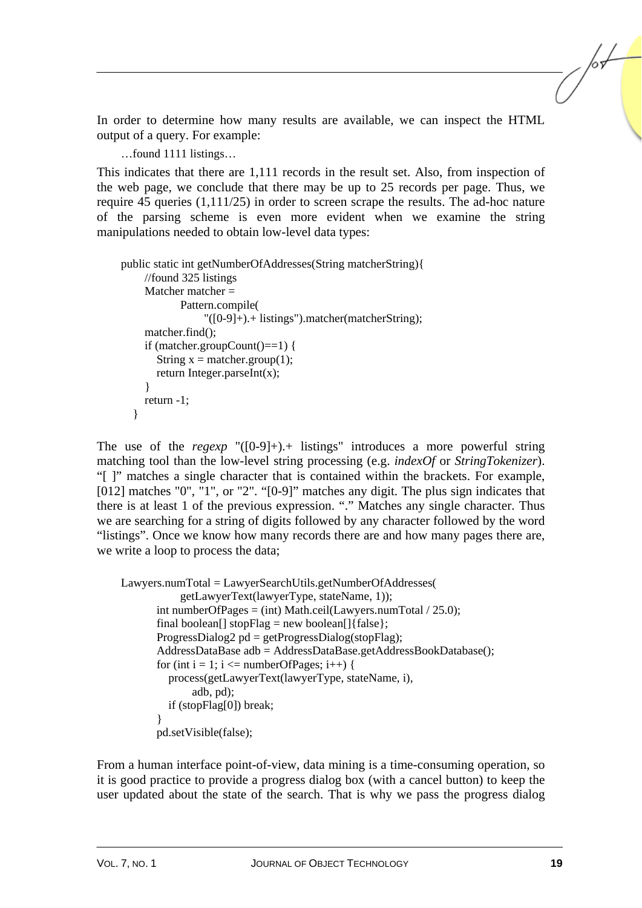In order to determine how many results are available, we can inspect the HTML output of a query. For example:

…found 1111 listings…

This indicates that there are 1,111 records in the result set. Also, from inspection of the web page, we conclude that there may be up to 25 records per page. Thus, we require 45 queries (1,111/25) in order to screen scrape the results. The ad-hoc nature of the parsing scheme is even more evident when we examine the string manipulations needed to obtain low-level data types:

```
public static int getNumberOfAddresses(String matcherString){
    //found 325 listings
    Matcher matcher =
            Pattern.compile(
                "([0-9]+).+ listings").matcher(matcherString);
    matcher.find();
    if (matcher.groupCount()==1) {
       String x = matcher.group(1);
       return Integer.parseInt(x);
    }
    return -1;
  }
```

The use of the *regexp* "([0-9]+).+ listings" introduces a more powerful string matching tool than the low-level string processing (e.g. *indexOf* or *StringTokenizer*). "[ ]" matches a single character that is contained within the brackets. For example, [012] matches "0", "1", or "2". "[0-9]" matches any digit. The plus sign indicates that there is at least 1 of the previous expression. "." Matches any single character. Thus we are searching for a string of digits followed by any character followed by the word "listings". Once we know how many records there are and how many pages there are, we write a loop to process the data;

```
Lawyers.numTotal = LawyerSearchUtils.getNumberOfAddresses(
            getLawyerText(lawyerType, stateName, 1));
        int numberOfPages = (int) Math.ceil(Lawyers.numTotal / 25.0);
        final boolean[] stopFlag = new boolean[]{false};
        ProgressDialog2 pd = getProgressDialog(stopFlag);
        AddressDataBase adb = AddressDataBase.getAddressBookDatabase();
        for (int i = 1; i <= numberOfPages; i++) {
           process(getLawyerText(lawyerType, stateName, i),
                 adb, pd);
           if (stopFlag[0]) break;
        }
        pd.setVisible(false);
```

From a human interface point-of-view, data mining is a time-consuming operation, so it is good practice to provide a progress dialog box (with a cancel button) to keep the user updated about the state of the search. That is why we pass the progress dialog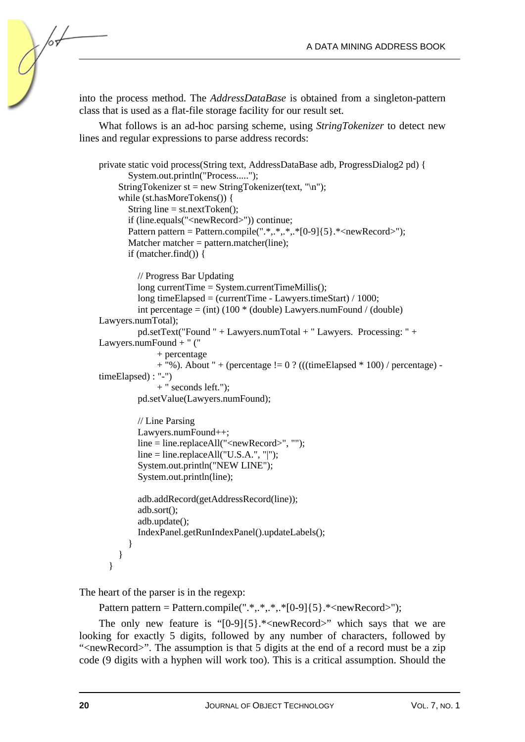into the process method. The *AddressDataBase* is obtained from a singleton-pattern class that is used as a flat-file storage facility for our result set.

What follows is an ad-hoc parsing scheme, using *StringTokenizer* to detect new lines and regular expressions to parse address records:

```
private static void process(String text, AddressDataBase adb, ProgressDialog2 pd) {
        System.out.println("Process.....");
      StringTokenizer st = new StringTokenizer(text, "\n");
      while (st.hasMoreTokens()) {
         String line = st.nextToken();
         if (line.equals("<newRecord>")) continue;
         Pattern pattern = Pattern.compile(".*,.*,.*,.*[0-9]{5}.*<newRecord>");
         Matcher matcher = pattern.matcher(line);
         if (matcher.find()) {

            // Progress Bar Updating
            long currentTime = System.currentTimeMillis();
            long timeElapsed = (currentTime - Lawyers.timeStart) / 1000;
            int percentage = (int) (100 * (double) Lawyers.numFound / (double)
Lawyers.numTotal);
            pd.setText("Found " + Lawyers.numTotal + " Lawyers.  Processing: " +
Lawyers.numFound + " ("
                  + percentage
                  + "%). About " + (percentage != 0 ? (((timeElapsed * 100) / percentage) -
timeElapsed) : "-")
                  + " seconds left.");
            pd.setValue(Lawyers.numFound);

            // Line Parsing
            Lawyers.numFound++;
            line = line.replaceAll("<newRecord>", "");
            line = line.replaceAll("U.S.A.", "|");
            System.out.println("NEW LINE");
            System.out.println(line);

            adb.addRecord(getAddressRecord(line));
            adb.sort();
            adb.update();
            IndexPanel.getRunIndexPanel().updateLabels();
         }
      }
   }
```

The heart of the parser is in the regexp:

```
Pattern pattern = Pattern.compile(".*,.*,.*,.*[0-9]{5}.*<newRecord>");
```

The only new feature is "[0-9]{5}.*<newRecord>" which says that we are looking for exactly 5 digits, followed by any number of characters, followed by "<newRecord>". The assumption is that 5 digits at the end of a record must be a zip code (9 digits with a hyphen will work too). This is a critical assumption. Should the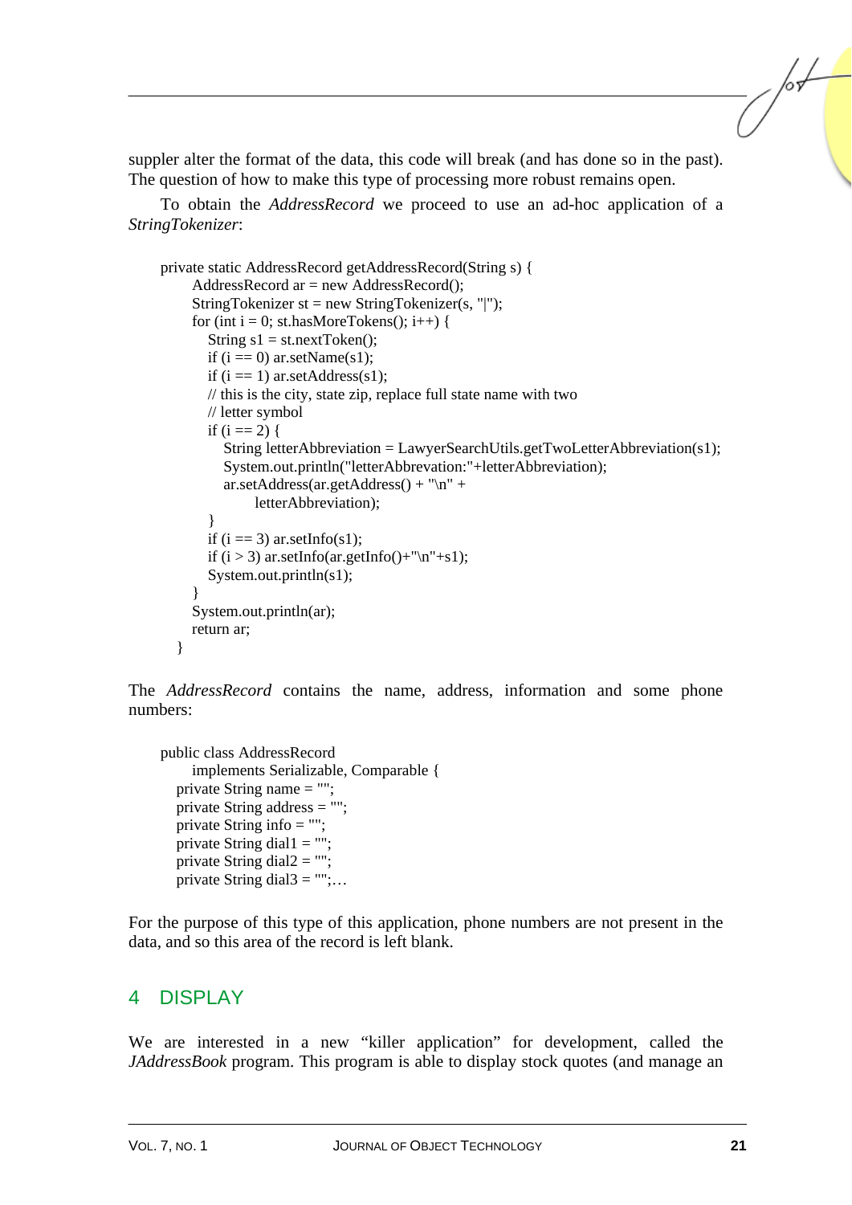supplier alter the format of the data, this code will break (and has done so in the past). The question of how to make this type of processing more robust remains open.

To obtain the *AddressRecord* we proceed to use an ad-hoc application of a *StringTokenizer*:

```
private static AddressRecord getAddressRecord(String s) {
    AddressRecord ar = new AddressRecord();
    StringTokenizer st = new StringTokenizer(s, "|");
    for (int i = 0; st.hasMoreTokens(); i++) {
      String s1 = st.nextToken();
      if (i == 0) ar.setName(s1);
      if (i == 1) ar.setAddress(s1);
      // this is the city, state zip, replace full state name with two
      // letter symbol
      if (i == 2) {
        String letterAbbreviation = LawyerSearchUtils.getTwoLetterAbbreviation(s1);
        System.out.println("letterAbbrevation:"+letterAbbreviation);
        ar.setAddress(ar.getAddress() + "\n" +
              letterAbbreviation);
      }
      if (i == 3) ar.setInfo(s1);
      if (i > 3) ar.setInfo(ar.getInfo()+"\n"+s1);
      System.out.println(s1);
    }
    System.out.println(ar);
    return ar;
  }
```

The *AddressRecord* contains the name, address, information and some phone numbers:

```
public class AddressRecord
    implements Serializable, Comparable {
  private String name = "";
  private String address = "";
  private String info = "";
  private String dial1 = "";
  private String dial2 = "";
  private String dial3 = "";…
```

For the purpose of this type of this application, phone numbers are not present in the data, and so this area of the record is left blank.

## 4 DISPLAY

We are interested in a new "killer application" for development, called the *JAddressBook* program. This program is able to display stock quotes (and manage an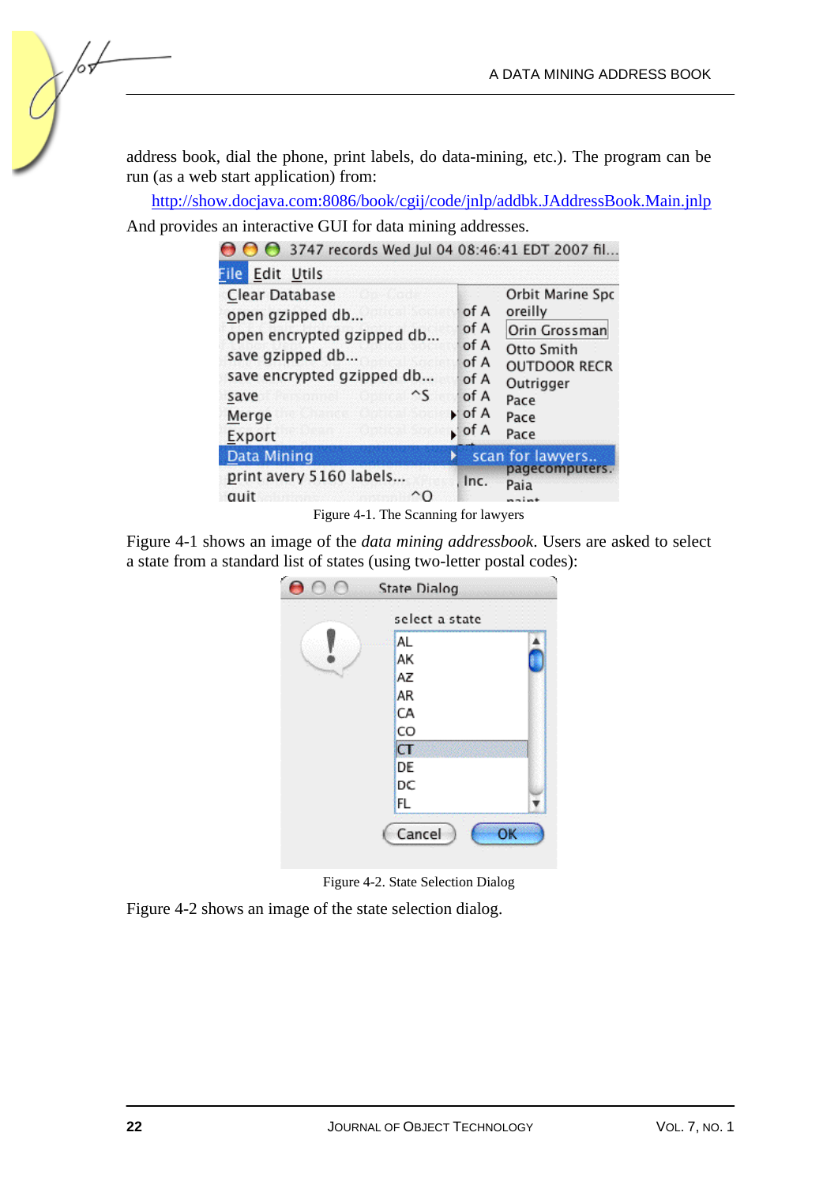address book, dial the phone, print labels, do data-mining, etc.). The program can be run (as a web start application) from:

http://show.docjava.com:8086/book/cgij/code/jnlp/addbk.JAddressBook.Main.jnlp

And provides an interactive GUI for data mining addresses.

Figure 4-1. The Scanning for lawyers

Figure 4-1 shows an image of the *data mining addressbook*. Users are asked to select a state from a standard list of states (using two-letter postal codes):

Figure 4-2. State Selection Dialog

Figure 4-2 shows an image of the state selection dialog.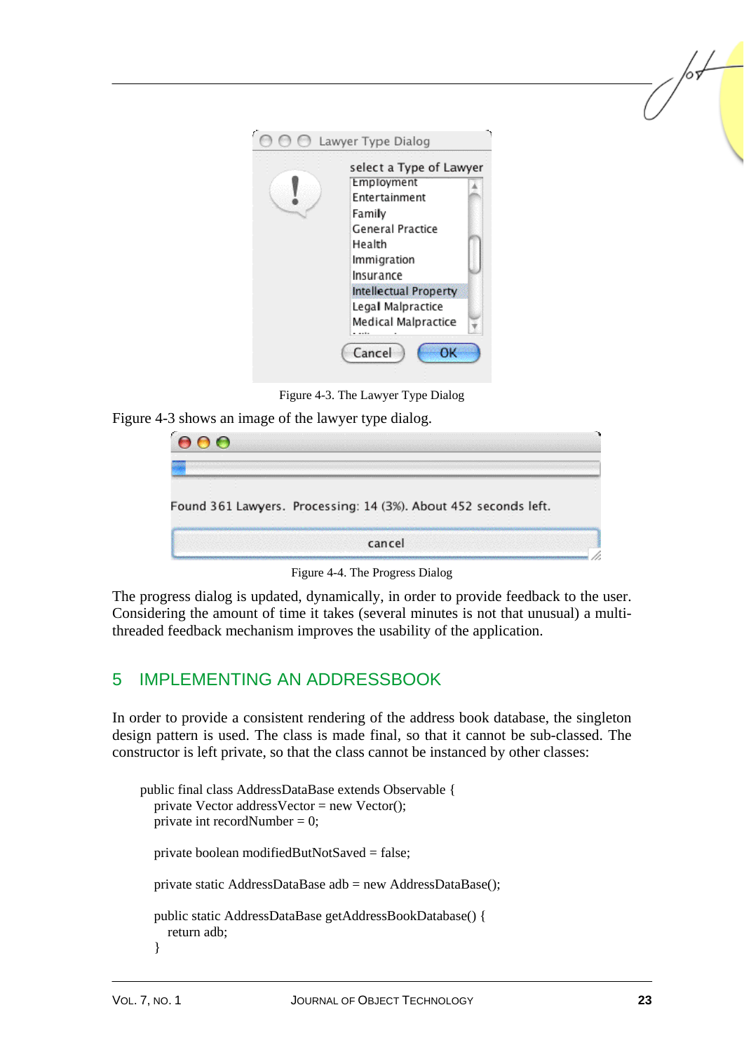Figure 4-3. The Lawyer Type Dialog

Figure 4-3 shows an image of the lawyer type dialog.

Figure 4-4. The Progress Dialog

The progress dialog is updated, dynamically, in order to provide feedback to the user. Considering the amount of time it takes (several minutes is not that unusual) a multi-threaded feedback mechanism improves the usability of the application.

## 5 IMPLEMENTING AN ADDRESSBOOK

In order to provide a consistent rendering of the address book database, the singleton design pattern is used. The class is made final, so that it cannot be sub-classed. The constructor is left private, so that the class cannot be instanced by other classes:

```
public final class AddressDataBase extends Observable {
   private Vector addressVector = new Vector();
   private int recordNumber = 0;

   private boolean modifiedButNotSaved = false;

   private static AddressDataBase adb = new AddressDataBase();

   public static AddressDataBase getAddressBookDatabase() {
      return adb;
   }
```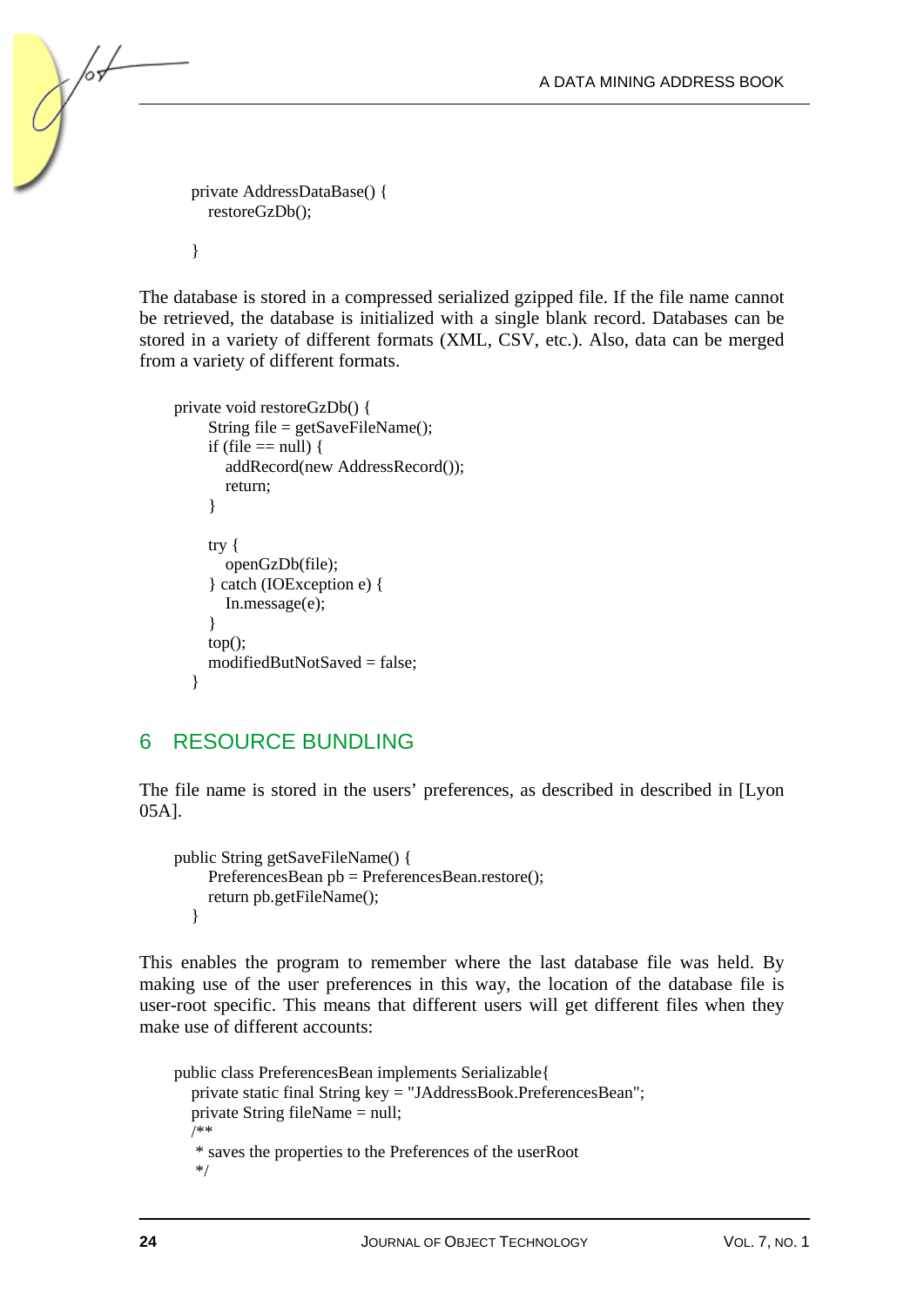```
private AddressDataBase() {
    restoreGzDb();

}
```

The database is stored in a compressed serialized gzipped file. If the file name cannot be retrieved, the database is initialized with a single blank record. Databases can be stored in a variety of different formats (XML, CSV, etc.). Also, data can be merged from a variety of different formats.

```
private void restoreGzDb() {
        String file = getSaveFileName();
        if (file == null) {
            addRecord(new AddressRecord());
            return;
        }

        try {
            openGzDb(file);
        } catch (IOException e) {
            In.message(e);
        }
        top();
        modifiedButNotSaved = false;
    }
```

## 6 RESOURCE BUNDLING

The file name is stored in the users' preferences, as described in described in [Lyon 05A].

```
public String getSaveFileName() {
        PreferencesBean pb = PreferencesBean.restore();
        return pb.getFileName();
    }
```

This enables the program to remember where the last database file was held. By making use of the user preferences in this way, the location of the database file is user-root specific. This means that different users will get different files when they make use of different accounts:

```
public class PreferencesBean implements Serializable{
    private static final String key = "JAddressBook.PreferencesBean";
    private String fileName = null;
    /**
     * saves the properties to the Preferences of the userRoot
     */
```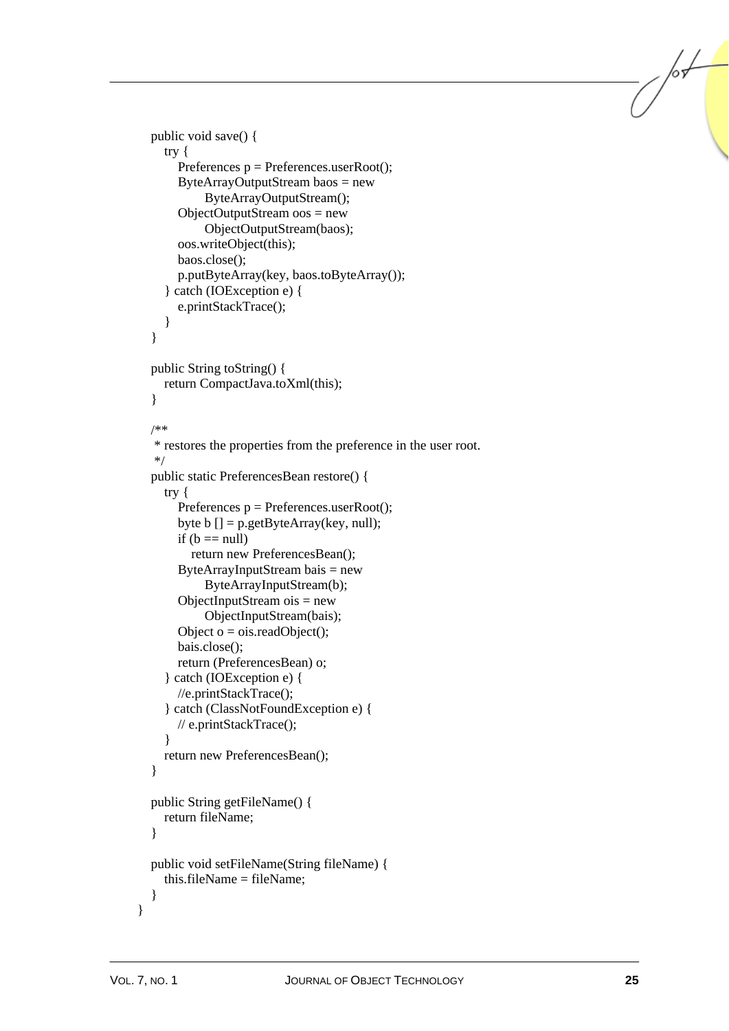```
    public void save() {
        try {
            Preferences p = Preferences.userRoot();
            ByteArrayOutputStream baos = new
                ByteArrayOutputStream();
            ObjectOutputStream oos = new
                ObjectOutputStream(baos);
            oos.writeObject(this);
            baos.close();
            p.putByteArray(key, baos.toByteArray());
        } catch (IOException e) {
            e.printStackTrace();
        }
    }

    public String toString() {
        return CompactJava.toXml(this);
    }

    /**
     * restores the properties from the preference in the user root.
     */
    public static PreferencesBean restore() {
        try {
            Preferences p = Preferences.userRoot();
            byte b [] = p.getByteArray(key, null);
            if (b == null)
                return new PreferencesBean();
            ByteArrayInputStream bais = new
                ByteArrayInputStream(b);
            ObjectInputStream ois = new
                ObjectInputStream(bais);
            Object o = ois.readObject();
            bais.close();
            return (PreferencesBean) o;
        } catch (IOException e) {
            //e.printStackTrace();
        } catch (ClassNotFoundException e) {
            // e.printStackTrace();
        }
        return new PreferencesBean();
    }

    public String getFileName() {
        return fileName;
    }

    public void setFileName(String fileName) {
        this.fileName = fileName;
    }
}
```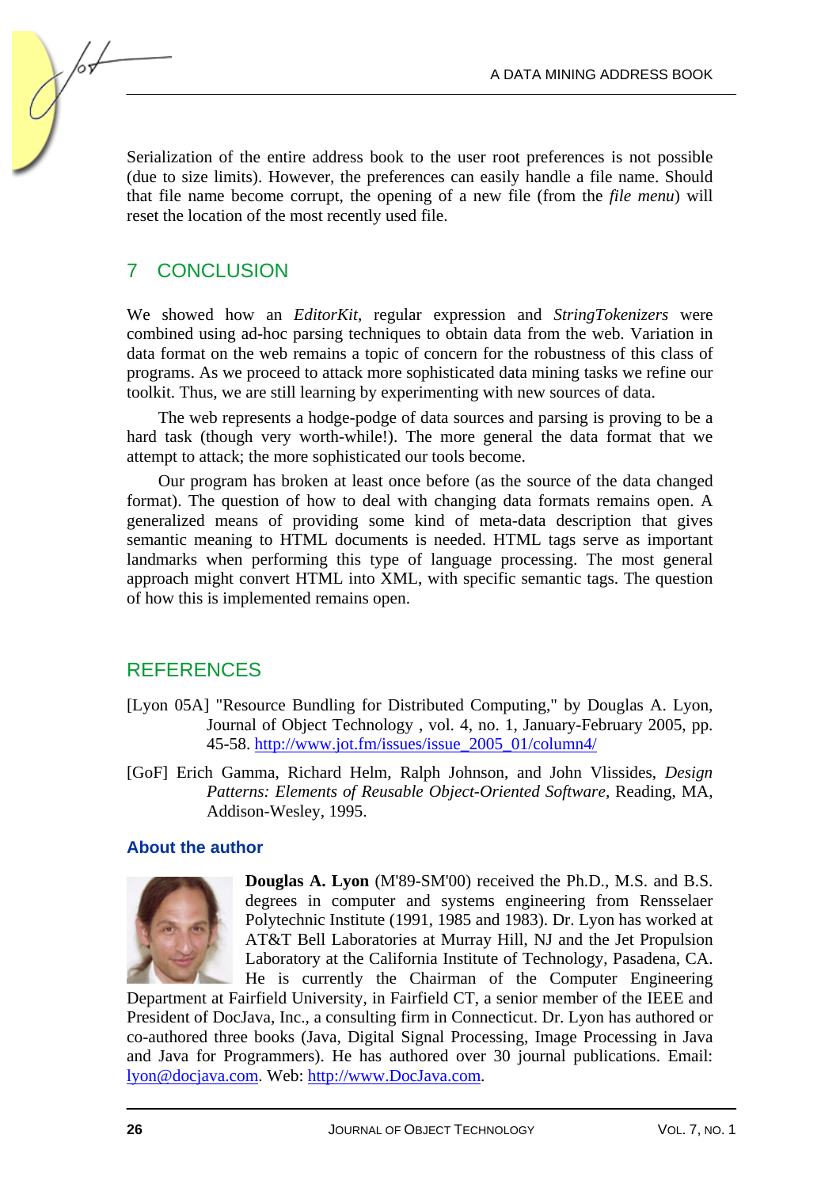Serialization of the entire address book to the user root preferences is not possible (due to size limits). However, the preferences can easily handle a file name. Should that file name become corrupt, the opening of a new file (from the *file menu*) will reset the location of the most recently used file.

## 7 CONCLUSION

We showed how an *EditorKit*, regular expression and *StringTokenizers* were combined using ad-hoc parsing techniques to obtain data from the web. Variation in data format on the web remains a topic of concern for the robustness of this class of programs. As we proceed to attack more sophisticated data mining tasks we refine our toolkit. Thus, we are still learning by experimenting with new sources of data.

The web represents a hodge-podge of data sources and parsing is proving to be a hard task (though very worth-while!). The more general the data format that we attempt to attack; the more sophisticated our tools become.

Our program has broken at least once before (as the source of the data changed format). The question of how to deal with changing data formats remains open. A generalized means of providing some kind of meta-data description that gives semantic meaning to HTML documents is needed. HTML tags serve as important landmarks when performing this type of language processing. The most general approach might convert HTML into XML, with specific semantic tags. The question of how this is implemented remains open.

## REFERENCES

[Lyon 05A] "Resource Bundling for Distributed Computing," by Douglas A. Lyon, Journal of Object Technology , vol. 4, no. 1, January-February 2005, pp. 45-58. http://www.jot.fm/issues/issue_2005_01/column4/

[GoF] Erich Gamma, Richard Helm, Ralph Johnson, and John Vlissides, *Design Patterns: Elements of Reusable Object-Oriented Software*, Reading, MA, Addison-Wesley, 1995.

### About the author

**Douglas A. Lyon** (M'89-SM'00) received the Ph.D., M.S. and B.S. degrees in computer and systems engineering from Rensselaer Polytechnic Institute (1991, 1985 and 1983). Dr. Lyon has worked at AT&T Bell Laboratories at Murray Hill, NJ and the Jet Propulsion Laboratory at the California Institute of Technology, Pasadena, CA. He is currently the Chairman of the Computer Engineering Department at Fairfield University, in Fairfield CT, a senior member of the IEEE and President of DocJava, Inc., a consulting firm in Connecticut. Dr. Lyon has authored or co-authored three books (Java, Digital Signal Processing, Image Processing in Java and Java for Programmers). He has authored over 30 journal publications. Email: lyon@docjava.com. Web: http://www.DocJava.com.